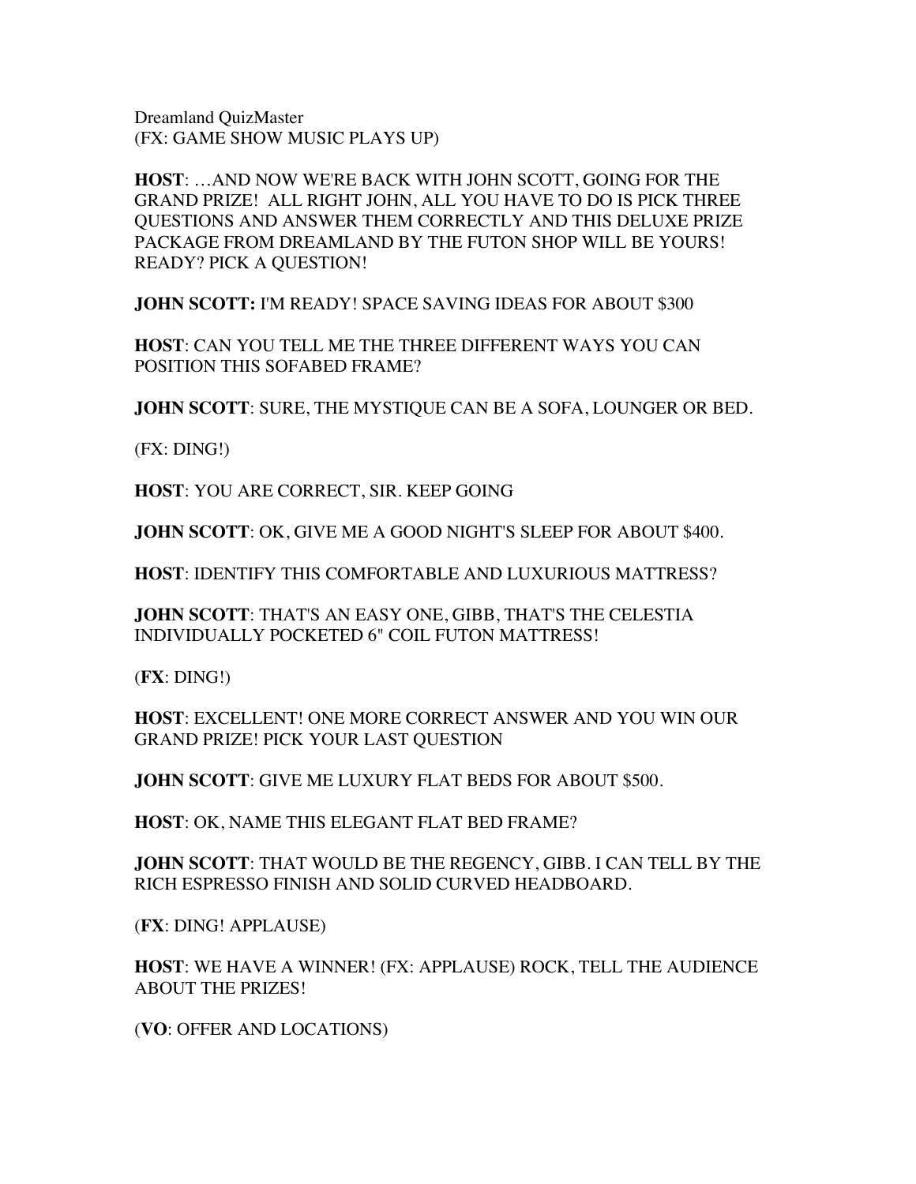Dreamland QuizMaster
(FX: GAME SHOW MUSIC PLAYS UP)

**HOST**: …AND NOW WE'RE BACK WITH JOHN SCOTT, GOING FOR THE GRAND PRIZE! ALL RIGHT JOHN, ALL YOU HAVE TO DO IS PICK THREE QUESTIONS AND ANSWER THEM CORRECTLY AND THIS DELUXE PRIZE PACKAGE FROM DREAMLAND BY THE FUTON SHOP WILL BE YOURS! READY? PICK A QUESTION!

**JOHN SCOTT:** I'M READY! SPACE SAVING IDEAS FOR ABOUT $300

**HOST**: CAN YOU TELL ME THE THREE DIFFERENT WAYS YOU CAN POSITION THIS SOFABED FRAME?

**JOHN SCOTT**: SURE, THE MYSTIQUE CAN BE A SOFA, LOUNGER OR BED.

(FX: DING!)

**HOST**: YOU ARE CORRECT, SIR. KEEP GOING

**JOHN SCOTT**: OK, GIVE ME A GOOD NIGHT'S SLEEP FOR ABOUT $400.

**HOST**: IDENTIFY THIS COMFORTABLE AND LUXURIOUS MATTRESS?

**JOHN SCOTT**: THAT'S AN EASY ONE, GIBB, THAT'S THE CELESTIA INDIVIDUALLY POCKETED 6" COIL FUTON MATTRESS!

(**FX**: DING!)

**HOST**: EXCELLENT! ONE MORE CORRECT ANSWER AND YOU WIN OUR GRAND PRIZE! PICK YOUR LAST QUESTION

**JOHN SCOTT**: GIVE ME LUXURY FLAT BEDS FOR ABOUT $500.

**HOST**: OK, NAME THIS ELEGANT FLAT BED FRAME?

**JOHN SCOTT**: THAT WOULD BE THE REGENCY, GIBB. I CAN TELL BY THE RICH ESPRESSO FINISH AND SOLID CURVED HEADBOARD.

(**FX**: DING! APPLAUSE)

**HOST**: WE HAVE A WINNER! (FX: APPLAUSE) ROCK, TELL THE AUDIENCE ABOUT THE PRIZES!

(**VO**: OFFER AND LOCATIONS)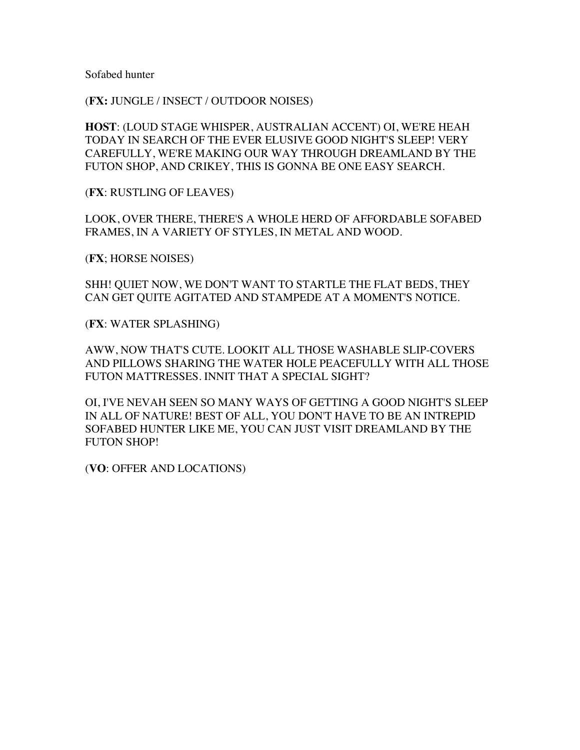Sofabed hunter

(**FX:** JUNGLE / INSECT / OUTDOOR NOISES)

**HOST**: (LOUD STAGE WHISPER, AUSTRALIAN ACCENT) OI, WE'RE HEAH TODAY IN SEARCH OF THE EVER ELUSIVE GOOD NIGHT'S SLEEP! VERY CAREFULLY, WE'RE MAKING OUR WAY THROUGH DREAMLAND BY THE FUTON SHOP, AND CRIKEY, THIS IS GONNA BE ONE EASY SEARCH.

(**FX**: RUSTLING OF LEAVES)

LOOK, OVER THERE, THERE'S A WHOLE HERD OF AFFORDABLE SOFABED FRAMES, IN A VARIETY OF STYLES, IN METAL AND WOOD.

(**FX**; HORSE NOISES)

SHH! QUIET NOW, WE DON'T WANT TO STARTLE THE FLAT BEDS, THEY CAN GET QUITE AGITATED AND STAMPEDE AT A MOMENT'S NOTICE.

(**FX**: WATER SPLASHING)

AWW, NOW THAT'S CUTE. LOOKIT ALL THOSE WASHABLE SLIP-COVERS AND PILLOWS SHARING THE WATER HOLE PEACEFULLY WITH ALL THOSE FUTON MATTRESSES. INNIT THAT A SPECIAL SIGHT?

OI, I'VE NEVAH SEEN SO MANY WAYS OF GETTING A GOOD NIGHT'S SLEEP IN ALL OF NATURE! BEST OF ALL, YOU DON'T HAVE TO BE AN INTREPID SOFABED HUNTER LIKE ME, YOU CAN JUST VISIT DREAMLAND BY THE FUTON SHOP!

(**VO**: OFFER AND LOCATIONS)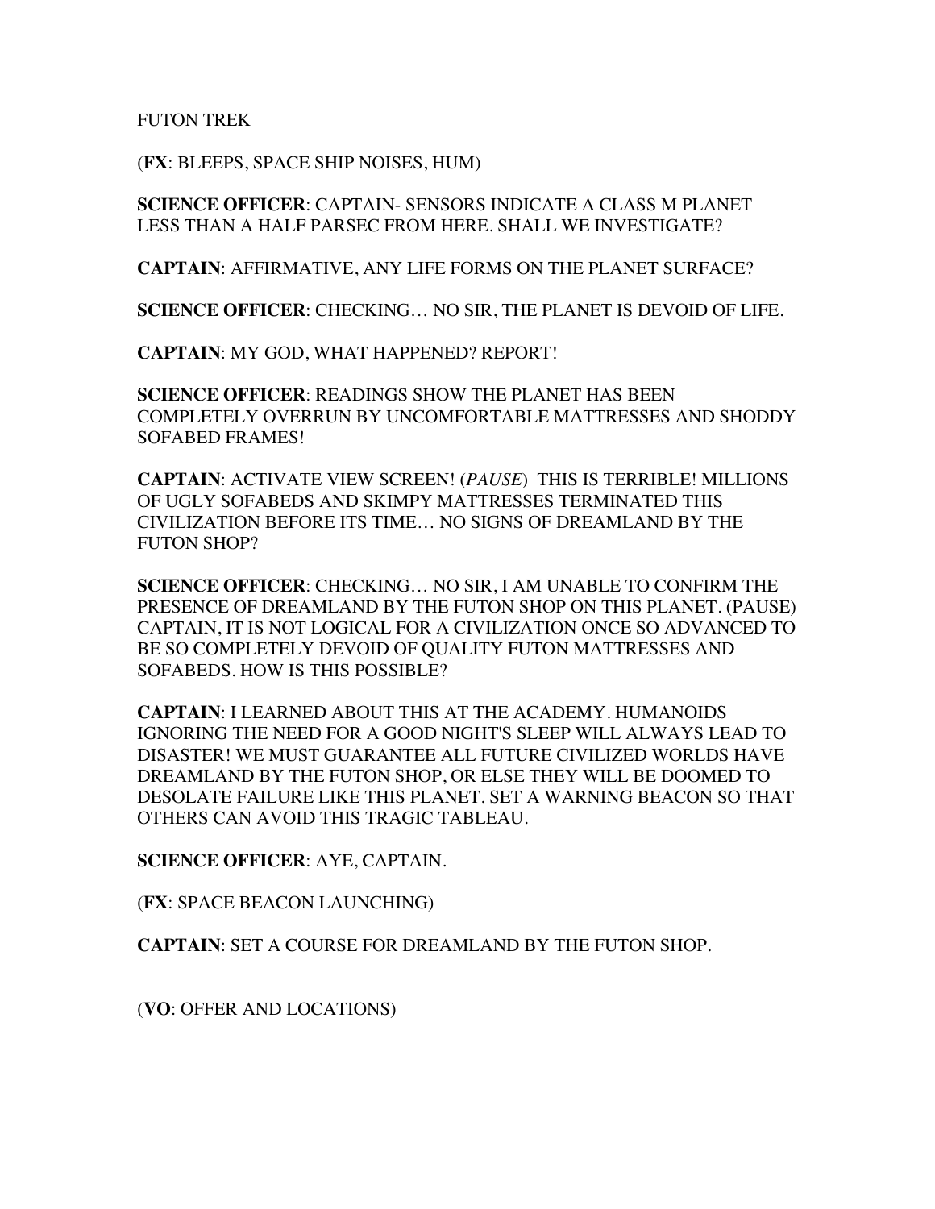FUTON TREK

(**FX**: BLEEPS, SPACE SHIP NOISES, HUM)

**SCIENCE OFFICER**: CAPTAIN- SENSORS INDICATE A CLASS M PLANET LESS THAN A HALF PARSEC FROM HERE. SHALL WE INVESTIGATE?

**CAPTAIN**: AFFIRMATIVE, ANY LIFE FORMS ON THE PLANET SURFACE?

**SCIENCE OFFICER**: CHECKING… NO SIR, THE PLANET IS DEVOID OF LIFE.

**CAPTAIN**: MY GOD, WHAT HAPPENED? REPORT!

**SCIENCE OFFICER**: READINGS SHOW THE PLANET HAS BEEN COMPLETELY OVERRUN BY UNCOMFORTABLE MATTRESSES AND SHODDY SOFABED FRAMES!

**CAPTAIN**: ACTIVATE VIEW SCREEN! (*PAUSE*) THIS IS TERRIBLE! MILLIONS OF UGLY SOFABEDS AND SKIMPY MATTRESSES TERMINATED THIS CIVILIZATION BEFORE ITS TIME… NO SIGNS OF DREAMLAND BY THE FUTON SHOP?

**SCIENCE OFFICER**: CHECKING… NO SIR, I AM UNABLE TO CONFIRM THE PRESENCE OF DREAMLAND BY THE FUTON SHOP ON THIS PLANET. (PAUSE) CAPTAIN, IT IS NOT LOGICAL FOR A CIVILIZATION ONCE SO ADVANCED TO BE SO COMPLETELY DEVOID OF QUALITY FUTON MATTRESSES AND SOFABEDS. HOW IS THIS POSSIBLE?

**CAPTAIN**: I LEARNED ABOUT THIS AT THE ACADEMY. HUMANOIDS IGNORING THE NEED FOR A GOOD NIGHT'S SLEEP WILL ALWAYS LEAD TO DISASTER! WE MUST GUARANTEE ALL FUTURE CIVILIZED WORLDS HAVE DREAMLAND BY THE FUTON SHOP, OR ELSE THEY WILL BE DOOMED TO DESOLATE FAILURE LIKE THIS PLANET. SET A WARNING BEACON SO THAT OTHERS CAN AVOID THIS TRAGIC TABLEAU.

**SCIENCE OFFICER**: AYE, CAPTAIN.

(**FX**: SPACE BEACON LAUNCHING)

**CAPTAIN**: SET A COURSE FOR DREAMLAND BY THE FUTON SHOP.

(**VO**: OFFER AND LOCATIONS)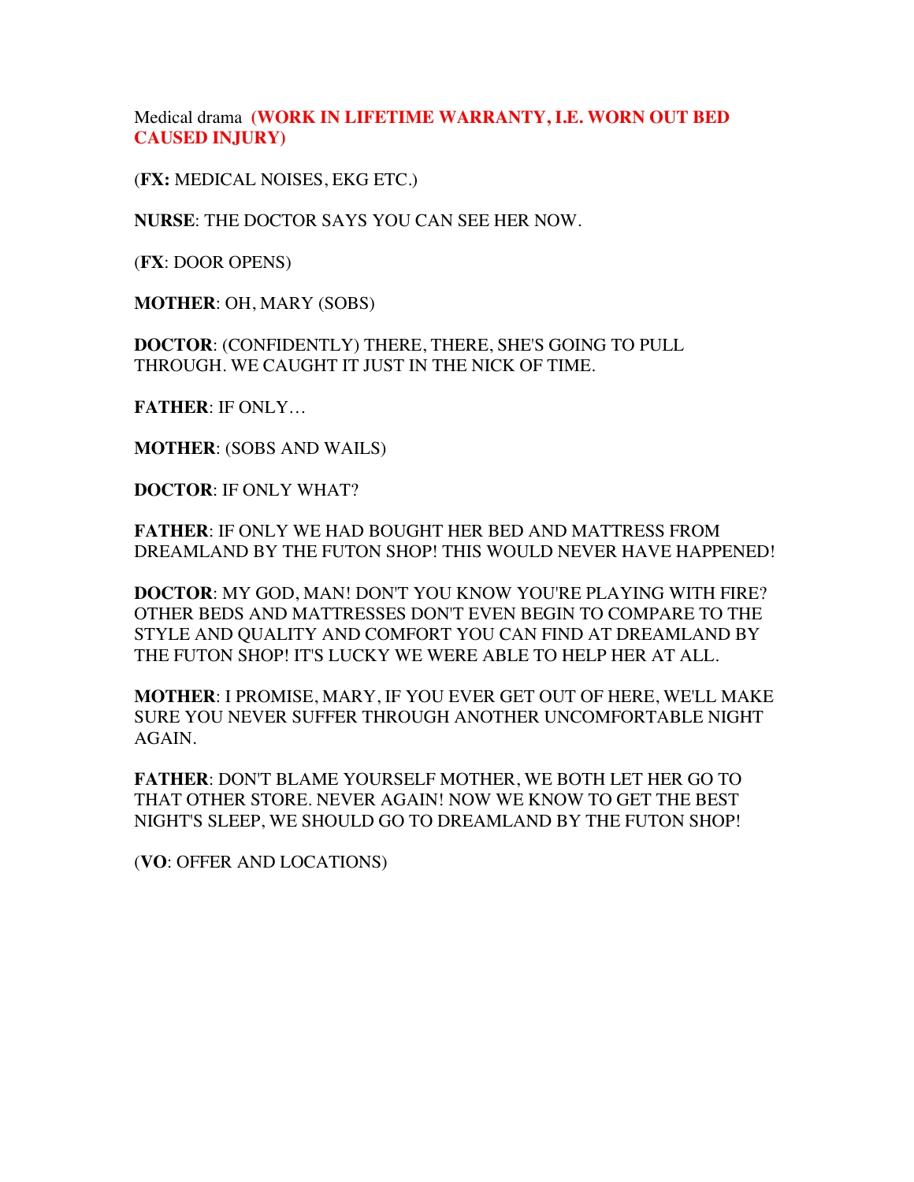Medical drama **(WORK IN LIFETIME WARRANTY, I.E. WORN OUT BED CAUSED INJURY)**

(**FX:** MEDICAL NOISES, EKG ETC.)

**NURSE**: THE DOCTOR SAYS YOU CAN SEE HER NOW.

(**FX**: DOOR OPENS)

**MOTHER**: OH, MARY (SOBS)

**DOCTOR**: (CONFIDENTLY) THERE, THERE, SHE'S GOING TO PULL THROUGH. WE CAUGHT IT JUST IN THE NICK OF TIME.

**FATHER**: IF ONLY…

**MOTHER**: (SOBS AND WAILS)

**DOCTOR**: IF ONLY WHAT?

**FATHER**: IF ONLY WE HAD BOUGHT HER BED AND MATTRESS FROM DREAMLAND BY THE FUTON SHOP! THIS WOULD NEVER HAVE HAPPENED!

**DOCTOR**: MY GOD, MAN! DON'T YOU KNOW YOU'RE PLAYING WITH FIRE? OTHER BEDS AND MATTRESSES DON'T EVEN BEGIN TO COMPARE TO THE STYLE AND QUALITY AND COMFORT YOU CAN FIND AT DREAMLAND BY THE FUTON SHOP! IT'S LUCKY WE WERE ABLE TO HELP HER AT ALL.

**MOTHER**: I PROMISE, MARY, IF YOU EVER GET OUT OF HERE, WE'LL MAKE SURE YOU NEVER SUFFER THROUGH ANOTHER UNCOMFORTABLE NIGHT AGAIN.

**FATHER**: DON'T BLAME YOURSELF MOTHER, WE BOTH LET HER GO TO THAT OTHER STORE. NEVER AGAIN! NOW WE KNOW TO GET THE BEST NIGHT'S SLEEP, WE SHOULD GO TO DREAMLAND BY THE FUTON SHOP!

(**VO**: OFFER AND LOCATIONS)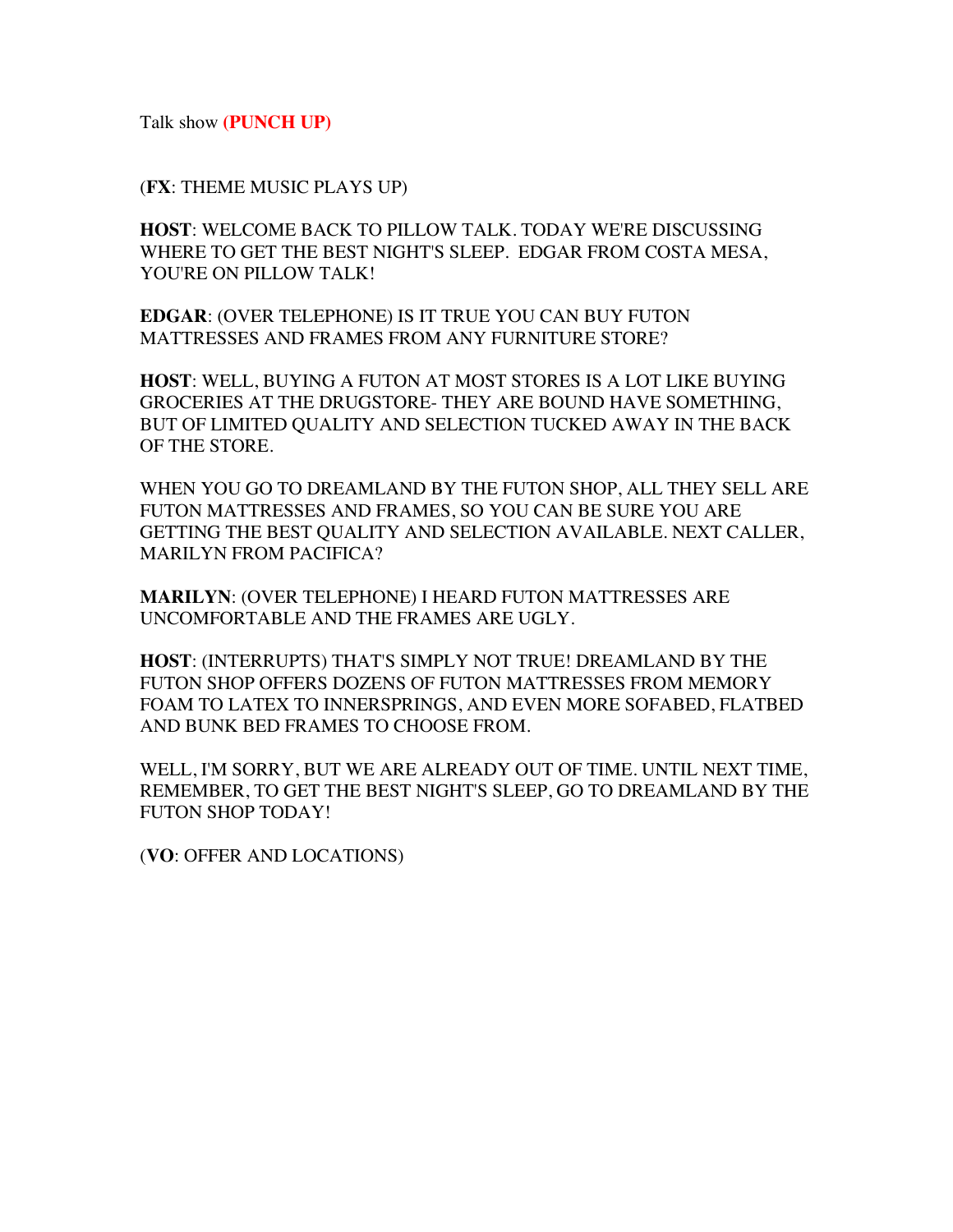Talk show **(PUNCH UP)**

(**FX**: THEME MUSIC PLAYS UP)

**HOST**: WELCOME BACK TO PILLOW TALK. TODAY WE'RE DISCUSSING WHERE TO GET THE BEST NIGHT'S SLEEP. EDGAR FROM COSTA MESA, YOU'RE ON PILLOW TALK!

**EDGAR**: (OVER TELEPHONE) IS IT TRUE YOU CAN BUY FUTON MATTRESSES AND FRAMES FROM ANY FURNITURE STORE?

**HOST**: WELL, BUYING A FUTON AT MOST STORES IS A LOT LIKE BUYING GROCERIES AT THE DRUGSTORE- THEY ARE BOUND HAVE SOMETHING, BUT OF LIMITED QUALITY AND SELECTION TUCKED AWAY IN THE BACK OF THE STORE.

WHEN YOU GO TO DREAMLAND BY THE FUTON SHOP, ALL THEY SELL ARE FUTON MATTRESSES AND FRAMES, SO YOU CAN BE SURE YOU ARE GETTING THE BEST QUALITY AND SELECTION AVAILABLE. NEXT CALLER, MARILYN FROM PACIFICA?

**MARILYN**: (OVER TELEPHONE) I HEARD FUTON MATTRESSES ARE UNCOMFORTABLE AND THE FRAMES ARE UGLY.

**HOST**: (INTERRUPTS) THAT'S SIMPLY NOT TRUE! DREAMLAND BY THE FUTON SHOP OFFERS DOZENS OF FUTON MATTRESSES FROM MEMORY FOAM TO LATEX TO INNERSPRINGS, AND EVEN MORE SOFABED, FLATBED AND BUNK BED FRAMES TO CHOOSE FROM.

WELL, I'M SORRY, BUT WE ARE ALREADY OUT OF TIME. UNTIL NEXT TIME, REMEMBER, TO GET THE BEST NIGHT'S SLEEP, GO TO DREAMLAND BY THE FUTON SHOP TODAY!

(**VO**: OFFER AND LOCATIONS)